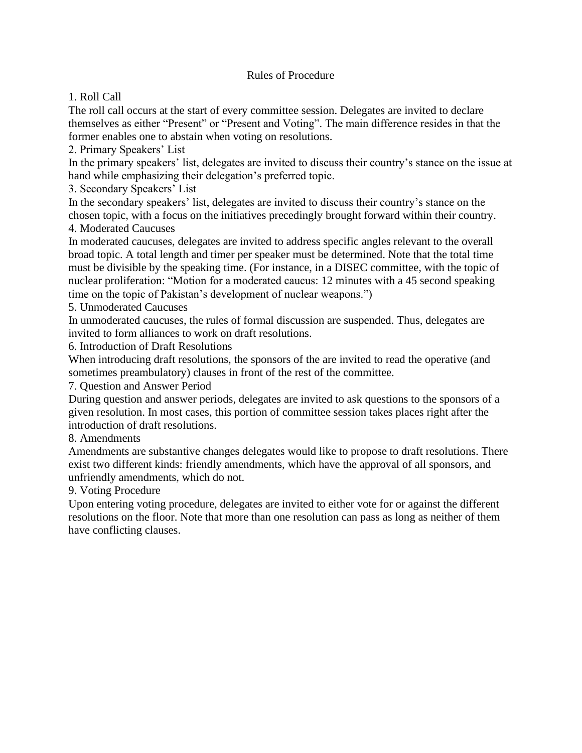# Rules of Procedure

## 1. Roll Call

The roll call occurs at the start of every committee session. Delegates are invited to declare themselves as either "Present" or "Present and Voting". The main difference resides in that the former enables one to abstain when voting on resolutions.

## 2. Primary Speakers' List

In the primary speakers' list, delegates are invited to discuss their country's stance on the issue at hand while emphasizing their delegation's preferred topic.

## 3. Secondary Speakers' List

In the secondary speakers' list, delegates are invited to discuss their country's stance on the chosen topic, with a focus on the initiatives precedingly brought forward within their country.

## 4. Moderated Caucuses

In moderated caucuses, delegates are invited to address specific angles relevant to the overall broad topic. A total length and timer per speaker must be determined. Note that the total time must be divisible by the speaking time. (For instance, in a DISEC committee, with the topic of nuclear proliferation: "Motion for a moderated caucus: 12 minutes with a 45 second speaking time on the topic of Pakistan's development of nuclear weapons.")

## 5. Unmoderated Caucuses

In unmoderated caucuses, the rules of formal discussion are suspended. Thus, delegates are invited to form alliances to work on draft resolutions.

## 6. Introduction of Draft Resolutions

When introducing draft resolutions, the sponsors of the are invited to read the operative (and sometimes preambulatory) clauses in front of the rest of the committee.

## 7. Question and Answer Period

During question and answer periods, delegates are invited to ask questions to the sponsors of a given resolution. In most cases, this portion of committee session takes places right after the introduction of draft resolutions.

## 8. Amendments

Amendments are substantive changes delegates would like to propose to draft resolutions. There exist two different kinds: friendly amendments, which have the approval of all sponsors, and unfriendly amendments, which do not.

## 9. Voting Procedure

Upon entering voting procedure, delegates are invited to either vote for or against the different resolutions on the floor. Note that more than one resolution can pass as long as neither of them have conflicting clauses.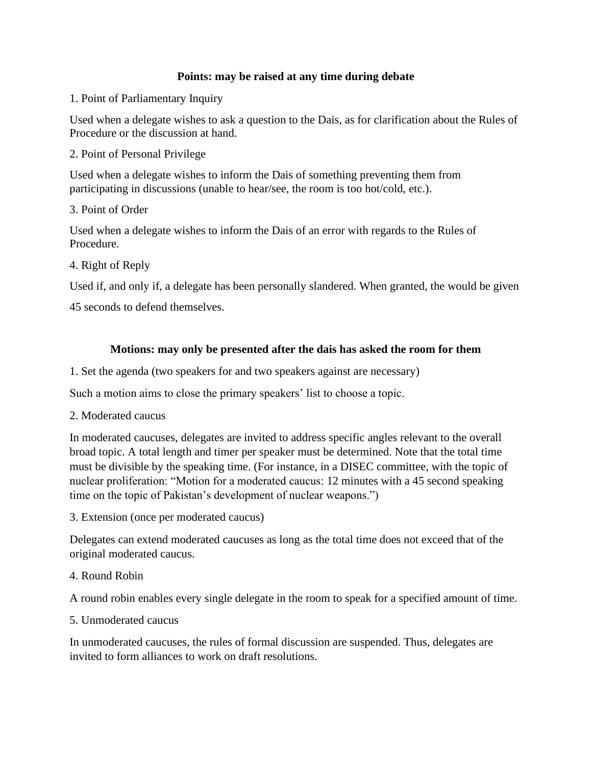**Points: may be raised at any time during debate**

1. Point of Parliamentary Inquiry

Used when a delegate wishes to ask a question to the Dais, as for clarification about the Rules of Procedure or the discussion at hand.

2. Point of Personal Privilege

Used when a delegate wishes to inform the Dais of something preventing them from participating in discussions (unable to hear/see, the room is too hot/cold, etc.).

3. Point of Order

Used when a delegate wishes to inform the Dais of an error with regards to the Rules of Procedure.

4. Right of Reply

Used if, and only if, a delegate has been personally slandered. When granted, the would be given 45 seconds to defend themselves.

**Motions: may only be presented after the dais has asked the room for them**

1. Set the agenda (two speakers for and two speakers against are necessary)

Such a motion aims to close the primary speakers' list to choose a topic.

2. Moderated caucus

In moderated caucuses, delegates are invited to address specific angles relevant to the overall broad topic. A total length and timer per speaker must be determined. Note that the total time must be divisible by the speaking time. (For instance, in a DISEC committee, with the topic of nuclear proliferation: "Motion for a moderated caucus: 12 minutes with a 45 second speaking time on the topic of Pakistan's development of nuclear weapons.")

3. Extension (once per moderated caucus)

Delegates can extend moderated caucuses as long as the total time does not exceed that of the original moderated caucus.

4. Round Robin

A round robin enables every single delegate in the room to speak for a specified amount of time.

5. Unmoderated caucus

In unmoderated caucuses, the rules of formal discussion are suspended. Thus, delegates are invited to form alliances to work on draft resolutions.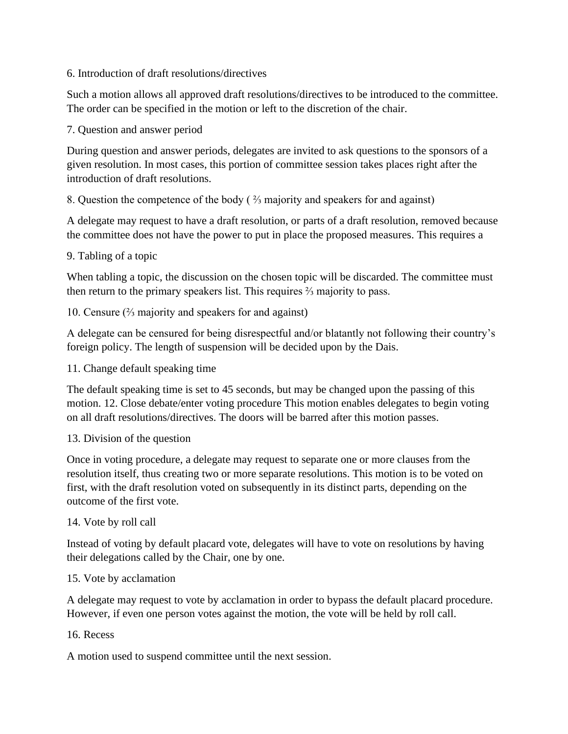6. Introduction of draft resolutions/directives

Such a motion allows all approved draft resolutions/directives to be introduced to the committee. The order can be specified in the motion or left to the discretion of the chair.

7. Question and answer period

During question and answer periods, delegates are invited to ask questions to the sponsors of a given resolution. In most cases, this portion of committee session takes places right after the introduction of draft resolutions.

8. Question the competence of the body ( ⅔ majority and speakers for and against)

A delegate may request to have a draft resolution, or parts of a draft resolution, removed because the committee does not have the power to put in place the proposed measures. This requires a

9. Tabling of a topic

When tabling a topic, the discussion on the chosen topic will be discarded. The committee must then return to the primary speakers list. This requires ⅔ majority to pass.

10. Censure (⅔ majority and speakers for and against)

A delegate can be censured for being disrespectful and/or blatantly not following their country's foreign policy. The length of suspension will be decided upon by the Dais.

11. Change default speaking time

The default speaking time is set to 45 seconds, but may be changed upon the passing of this motion. 12. Close debate/enter voting procedure This motion enables delegates to begin voting on all draft resolutions/directives. The doors will be barred after this motion passes.

13. Division of the question

Once in voting procedure, a delegate may request to separate one or more clauses from the resolution itself, thus creating two or more separate resolutions. This motion is to be voted on first, with the draft resolution voted on subsequently in its distinct parts, depending on the outcome of the first vote.

14. Vote by roll call

Instead of voting by default placard vote, delegates will have to vote on resolutions by having their delegations called by the Chair, one by one.

15. Vote by acclamation

A delegate may request to vote by acclamation in order to bypass the default placard procedure. However, if even one person votes against the motion, the vote will be held by roll call.

16. Recess

A motion used to suspend committee until the next session.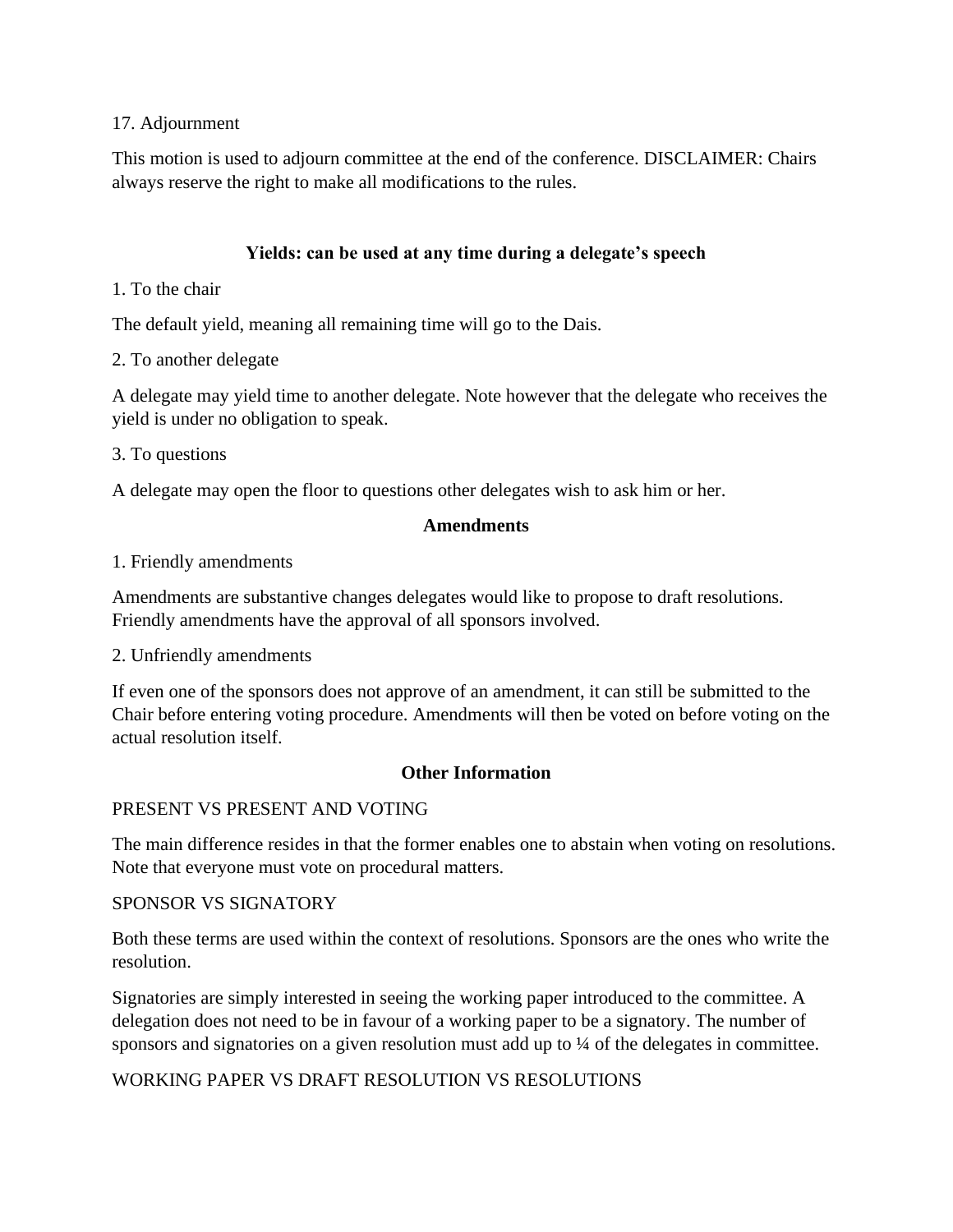17. Adjournment

This motion is used to adjourn committee at the end of the conference. DISCLAIMER: Chairs always reserve the right to make all modifications to the rules.

## Yields: can be used at any time during a delegate's speech

1. To the chair

The default yield, meaning all remaining time will go to the Dais.

2. To another delegate

A delegate may yield time to another delegate. Note however that the delegate who receives the yield is under no obligation to speak.

3. To questions

A delegate may open the floor to questions other delegates wish to ask him or her.

## Amendments

1. Friendly amendments

Amendments are substantive changes delegates would like to propose to draft resolutions. Friendly amendments have the approval of all sponsors involved.

2. Unfriendly amendments

If even one of the sponsors does not approve of an amendment, it can still be submitted to the Chair before entering voting procedure. Amendments will then be voted on before voting on the actual resolution itself.

## Other Information

PRESENT VS PRESENT AND VOTING

The main difference resides in that the former enables one to abstain when voting on resolutions. Note that everyone must vote on procedural matters.

SPONSOR VS SIGNATORY

Both these terms are used within the context of resolutions. Sponsors are the ones who write the resolution.

Signatories are simply interested in seeing the working paper introduced to the committee. A delegation does not need to be in favour of a working paper to be a signatory. The number of sponsors and signatories on a given resolution must add up to ¼ of the delegates in committee.

WORKING PAPER VS DRAFT RESOLUTION VS RESOLUTIONS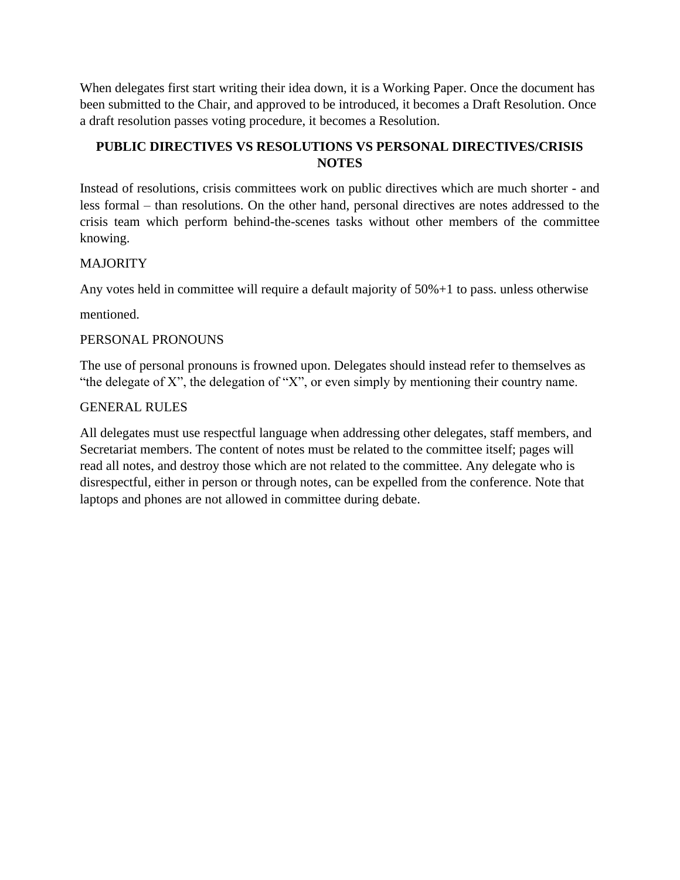When delegates first start writing their idea down, it is a Working Paper. Once the document has been submitted to the Chair, and approved to be introduced, it becomes a Draft Resolution. Once a draft resolution passes voting procedure, it becomes a Resolution.

## PUBLIC DIRECTIVES VS RESOLUTIONS VS PERSONAL DIRECTIVES/CRISIS NOTES

Instead of resolutions, crisis committees work on public directives which are much shorter - and less formal – than resolutions. On the other hand, personal directives are notes addressed to the crisis team which perform behind-the-scenes tasks without other members of the committee knowing.

### MAJORITY

Any votes held in committee will require a default majority of 50%+1 to pass. unless otherwise

mentioned.

### PERSONAL PRONOUNS

The use of personal pronouns is frowned upon. Delegates should instead refer to themselves as "the delegate of X", the delegation of "X", or even simply by mentioning their country name.

### GENERAL RULES

All delegates must use respectful language when addressing other delegates, staff members, and Secretariat members. The content of notes must be related to the committee itself; pages will read all notes, and destroy those which are not related to the committee. Any delegate who is disrespectful, either in person or through notes, can be expelled from the conference. Note that laptops and phones are not allowed in committee during debate.